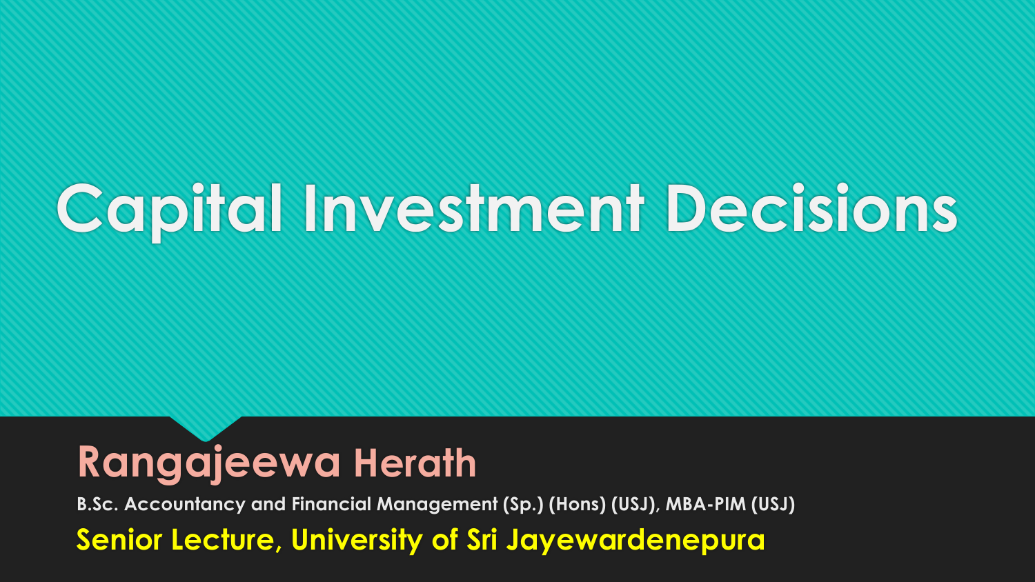# Capital Investment Decisions

## Rangajeewa Herath

**B.Sc. Accountancy and Financial Management (Sp.) (Hons) (USJ), MBA-PIM (USJ)**

**Senior Lecture, University of Sri Jayewardenepura**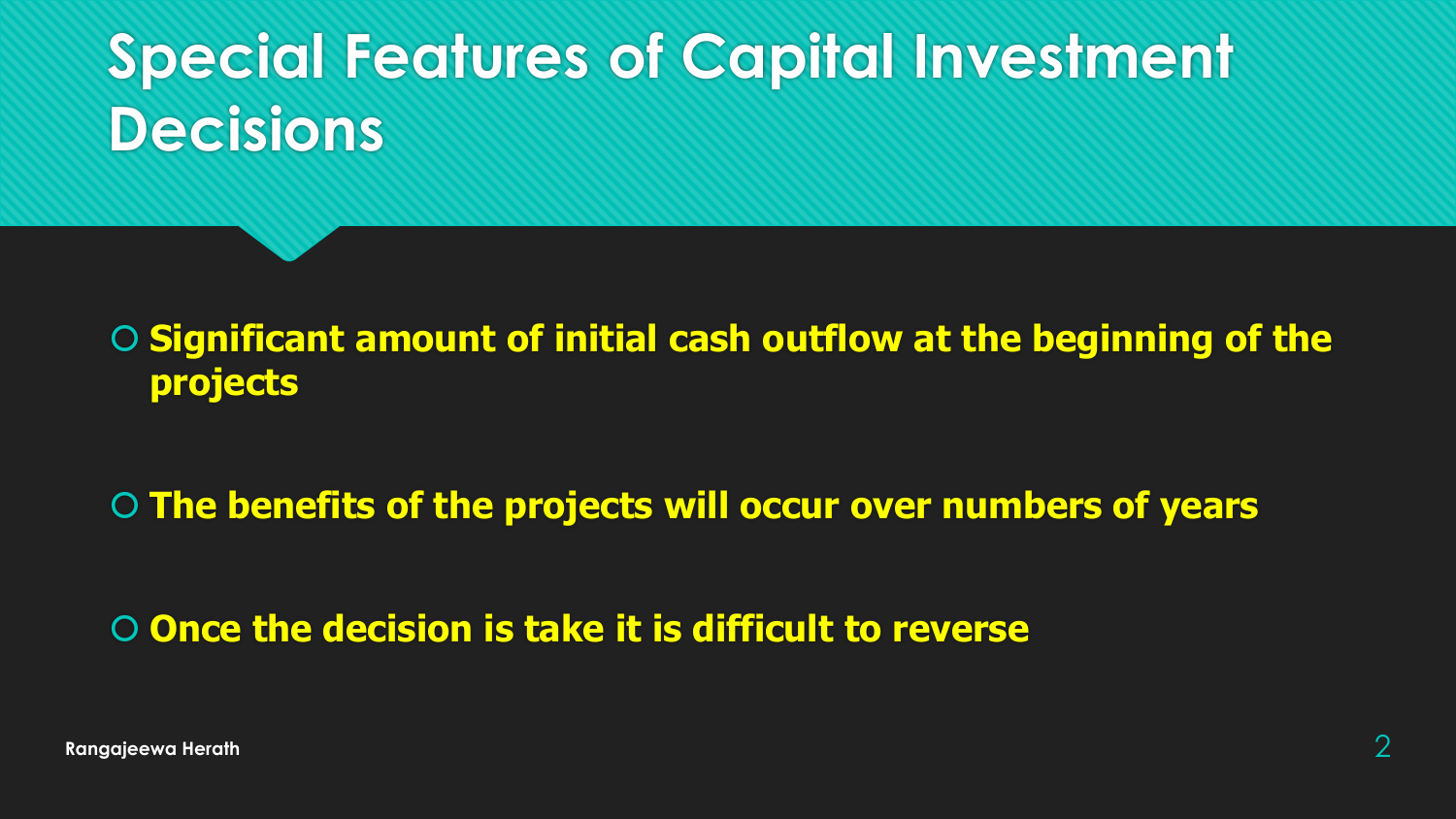# Special Features of Capital Investment Decisions

- **Significant amount of initial cash outflow at the beginning of the projects**
- **The benefits of the projects will occur over numbers of years**
- **Once the decision is take it is difficult to reverse**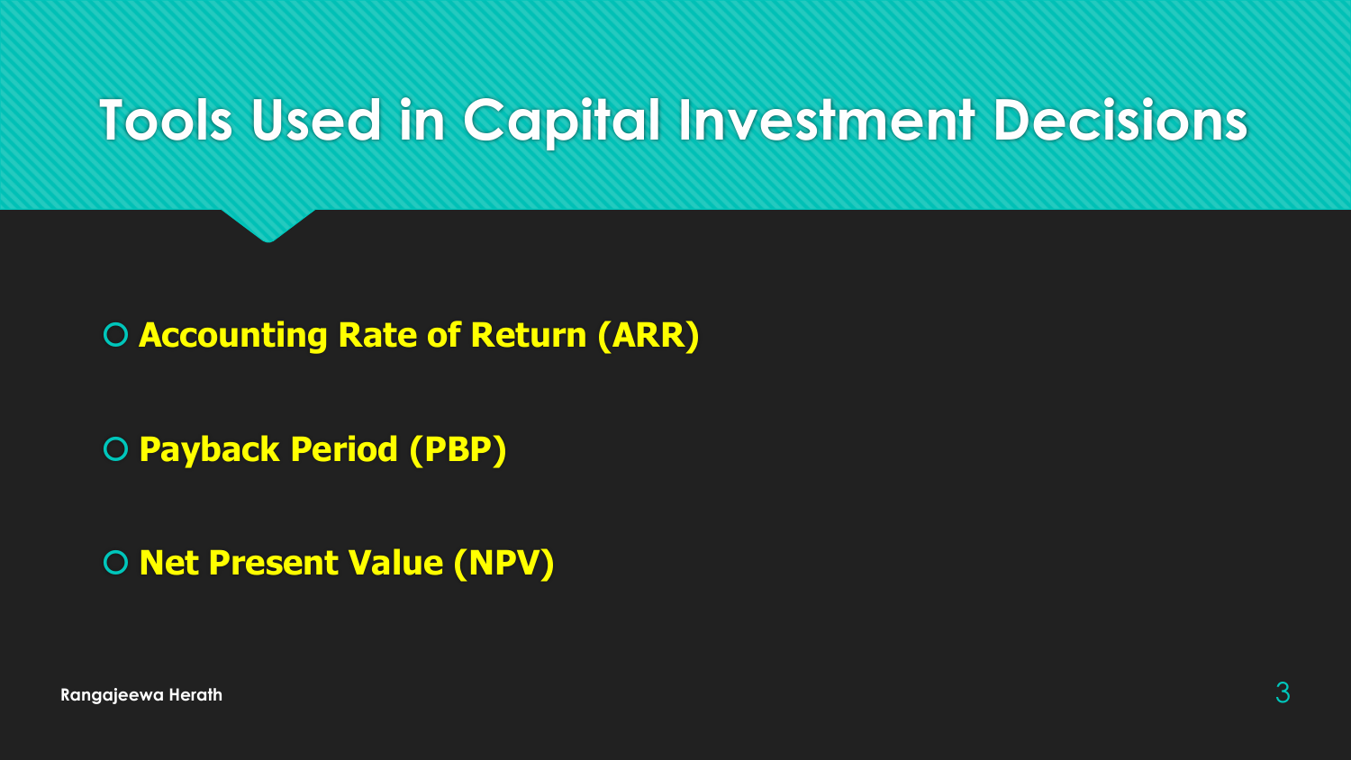# Tools Used in Capital Investment Decisions

- **Accounting Rate of Return (ARR)**
- **Payback Period (PBP)**
- **Net Present Value (NPV)**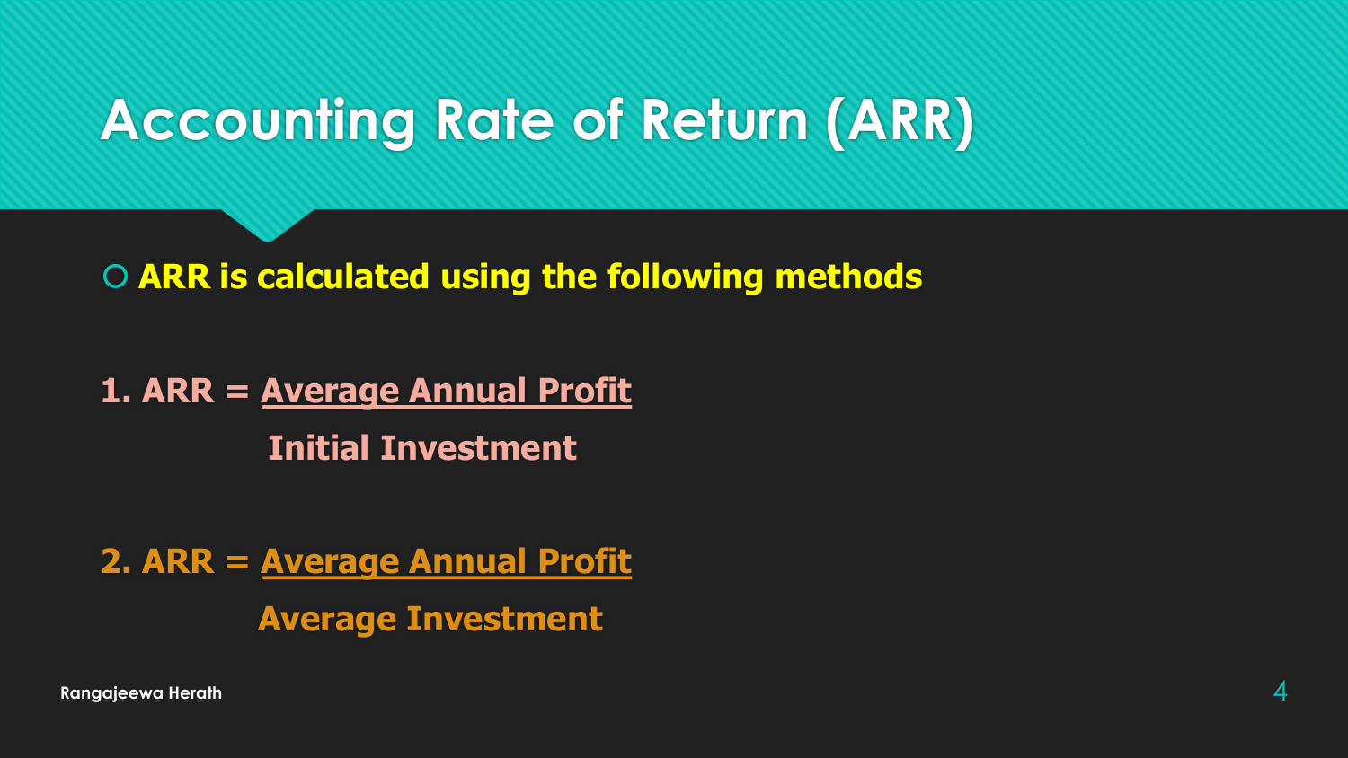# Accounting Rate of Return (ARR)

- **ARR is calculated using the following methods**

1. $$\text{ARR} = \frac{\text{Average Annual Profit}}{\text{Initial Investment}}$$

2. $$\text{ARR} = \frac{\text{Average Annual Profit}}{\text{Average Investment}}$$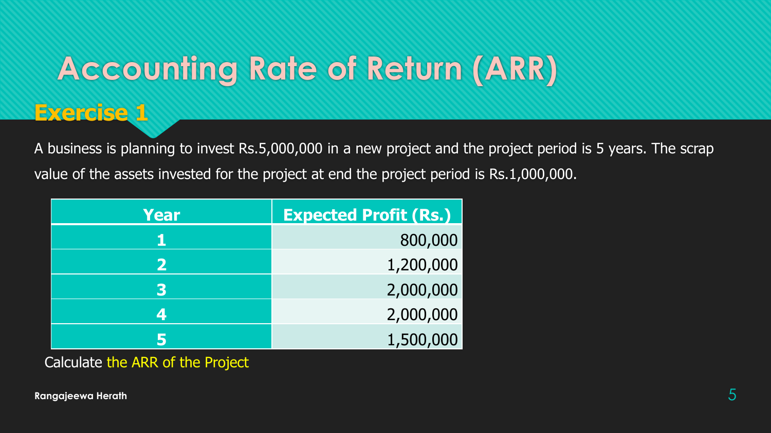# Accounting Rate of Return (ARR)

## Exercise 1

A business is planning to invest Rs.5,000,000 in a new project and the project period is 5 years. The scrap value of the assets invested for the project at end the project period is Rs.1,000,000.

| Year | Expected Profit (Rs.) |
|---|---|
| 1 | 800,000 |
| 2 | 1,200,000 |
| 3 | 2,000,000 |
| 4 | 2,000,000 |
| 5 | 1,500,000 |

Calculate the ARR of the Project

Rangajeewa Herath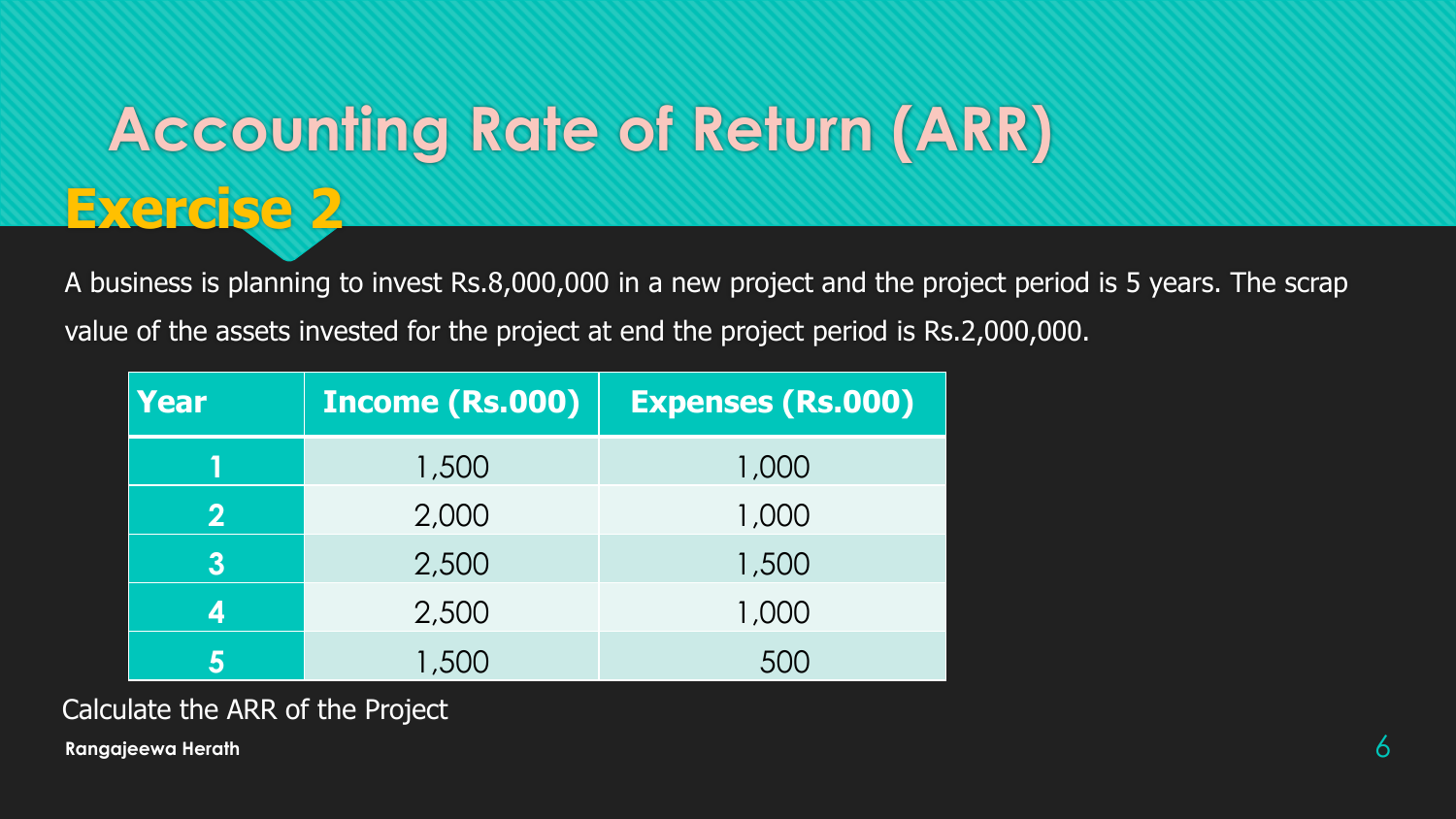# Accounting Rate of Return (ARR)

## Exercise 2

A business is planning to invest Rs.8,000,000 in a new project and the project period is 5 years. The scrap value of the assets invested for the project at end the project period is Rs.2,000,000.

| Year | Income (Rs.000) | Expenses (Rs.000) |
| --- | --- | --- |
| 1 | 1,500 | 1,000 |
| 2 | 2,000 | 1,000 |
| 3 | 2,500 | 1,500 |
| 4 | 2,500 | 1,000 |
| 5 | 1,500 | 500 |

Calculate the ARR of the Project

**Rangajeewa Herath**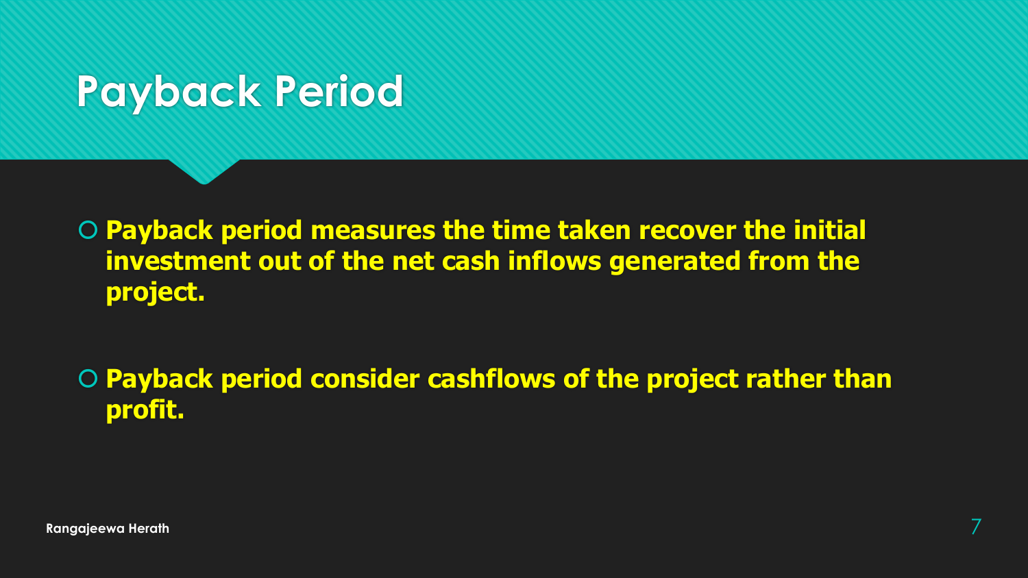# Payback Period

- **Payback period measures the time taken recover the initial investment out of the net cash inflows generated from the project.**

- **Payback period consider cashflows of the project rather than profit.**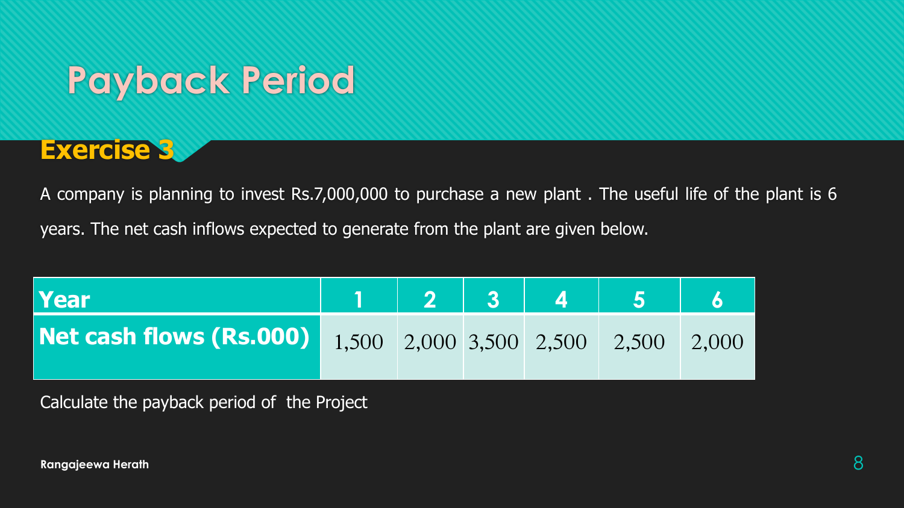# Payback Period

## Exercise 3

A company is planning to invest Rs.7,000,000 to purchase a new plant . The useful life of the plant is 6 years. The net cash inflows expected to generate from the plant are given below.

| Year | 1 | 2 | 3 | 4 | 5 | 6 |
|---|---|---|---|---|---|---|
| Net cash flows (Rs.000) | 1,500 | 2,000 | 3,500 | 2,500 | 2,500 | 2,000 |

Calculate the payback period of the Project

Rangajeewa Herath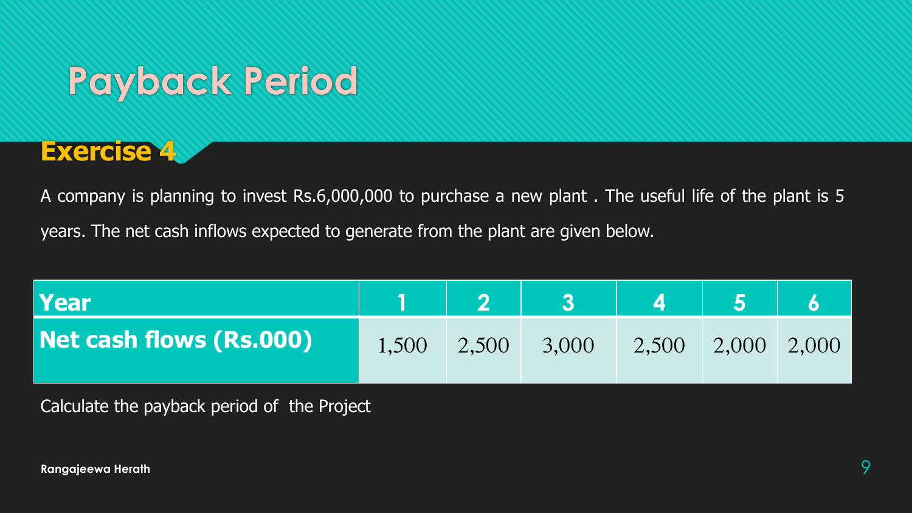# Payback Period

## Exercise 4

A company is planning to invest Rs.6,000,000 to purchase a new plant . The useful life of the plant is 5 years. The net cash inflows expected to generate from the plant are given below.

| Year | 1 | 2 | 3 | 4 | 5 | 6 |
|---|---|---|---|---|---|---|
| Net cash flows (Rs.000) | 1,500 | 2,500 | 3,000 | 2,500 | 2,000 | 2,000 |

Calculate the payback period of the Project

Rangajeewa Herath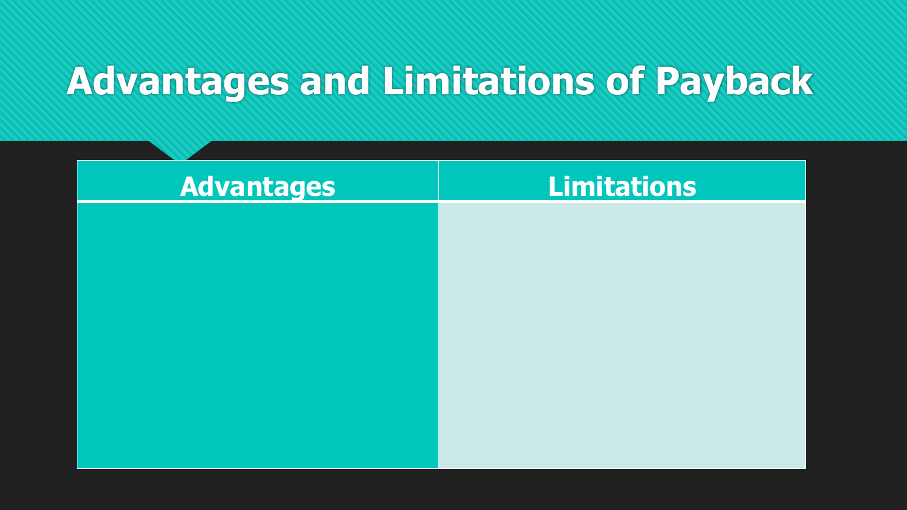# Advantages and Limitations of Payback

| Advantages | Limitations |
| --- | --- |
| | |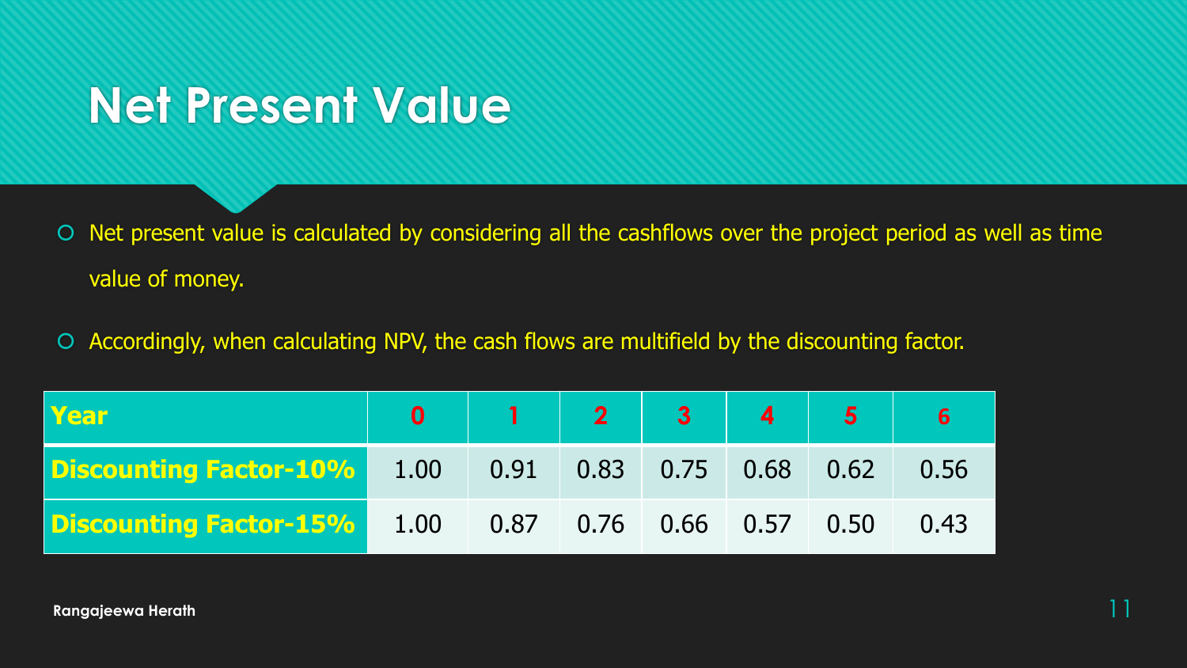# Net Present Value

- Net present value is calculated by considering all the cashflows over the project period as well as time value of money.
- Accordingly, when calculating NPV, the cash flows are multifield by the discounting factor.

| Year | 0 | 1 | 2 | 3 | 4 | 5 | 6 |
|---|---|---|---|---|---|---|---|
| Discounting Factor-10% | 1.00 | 0.91 | 0.83 | 0.75 | 0.68 | 0.62 | 0.56 |
| Discounting Factor-15% | 1.00 | 0.87 | 0.76 | 0.66 | 0.57 | 0.50 | 0.43 |

Rangajeewa Herath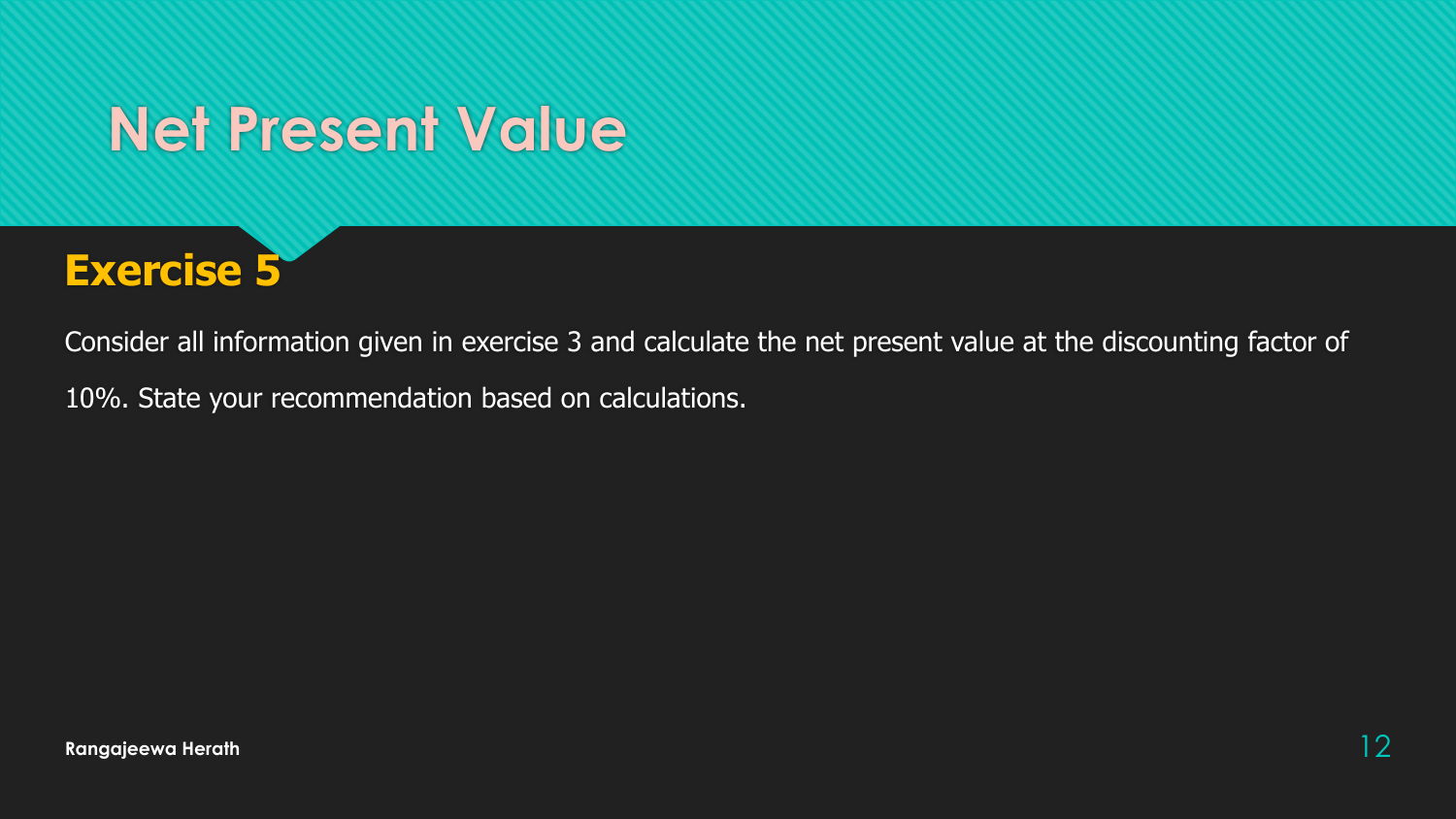# Net Present Value

## Exercise 5

Consider all information given in exercise 3 and calculate the net present value at the discounting factor of 10%. State your recommendation based on calculations.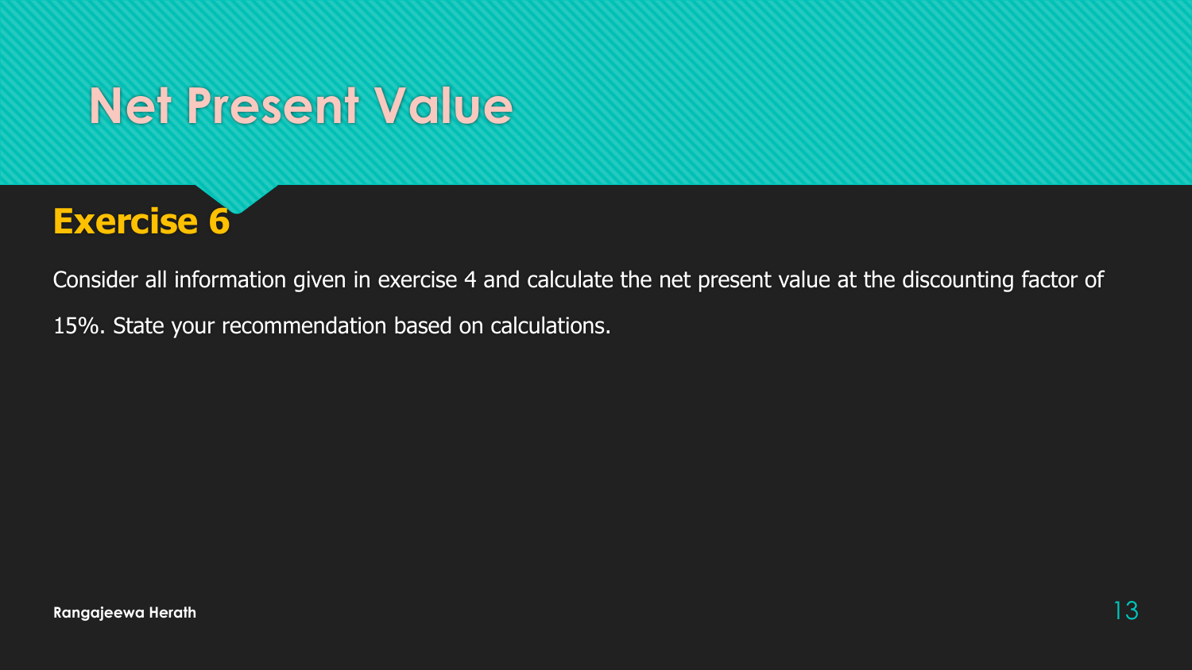# Net Present Value

## Exercise 6

Consider all information given in exercise 4 and calculate the net present value at the discounting factor of 15%. State your recommendation based on calculations.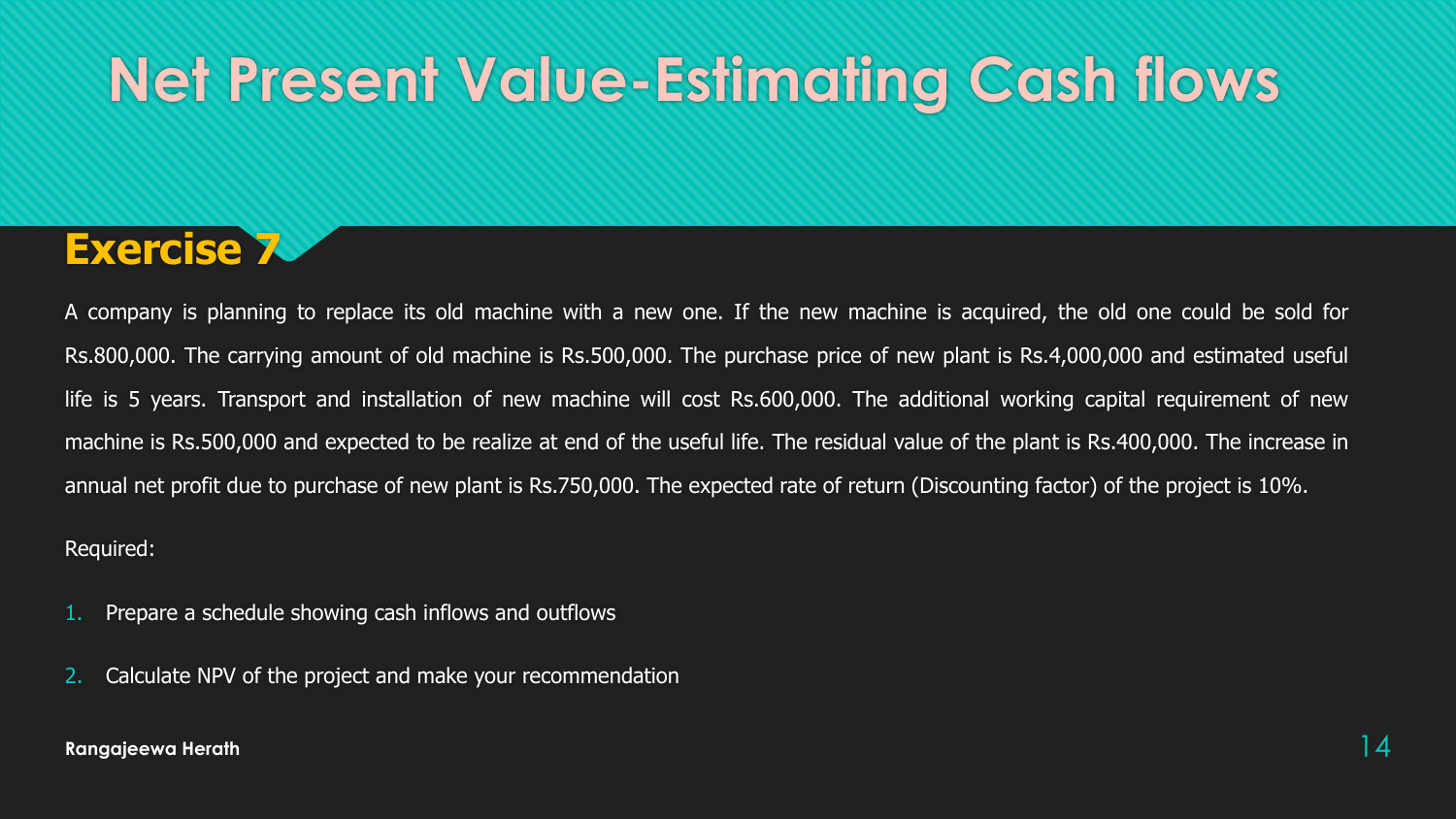# Net Present Value-Estimating Cash flows

## Exercise 7

A company is planning to replace its old machine with a new one. If the new machine is acquired, the old one could be sold for Rs.800,000. The carrying amount of old machine is Rs.500,000. The purchase price of new plant is Rs.4,000,000 and estimated useful life is 5 years. Transport and installation of new machine will cost Rs.600,000. The additional working capital requirement of new machine is Rs.500,000 and expected to be realize at end of the useful life. The residual value of the plant is Rs.400,000. The increase in annual net profit due to purchase of new plant is Rs.750,000. The expected rate of return (Discounting factor) of the project is 10%.

Required:

1. Prepare a schedule showing cash inflows and outflows
2. Calculate NPV of the project and make your recommendation

**Rangajeewa Herath**